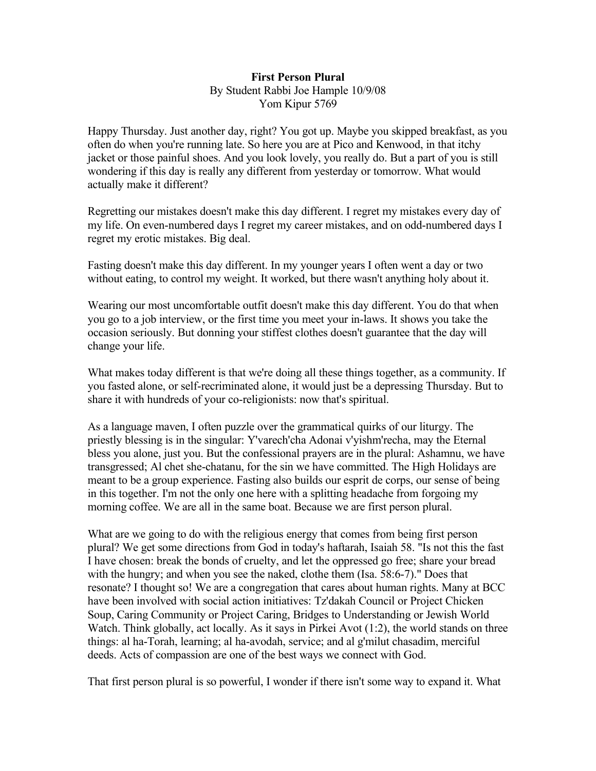**First Person Plural**

By Student Rabbi Joe Hample 10/9/08

Yom Kipur 5769

Happy Thursday. Just another day, right? You got up. Maybe you skipped breakfast, as you often do when you're running late. So here you are at Pico and Kenwood, in that itchy jacket or those painful shoes. And you look lovely, you really do. But a part of you is still wondering if this day is really any different from yesterday or tomorrow. What would actually make it different?

Regretting our mistakes doesn't make this day different. I regret my mistakes every day of my life. On even-numbered days I regret my career mistakes, and on odd-numbered days I regret my erotic mistakes. Big deal.

Fasting doesn't make this day different. In my younger years I often went a day or two without eating, to control my weight. It worked, but there wasn't anything holy about it.

Wearing our most uncomfortable outfit doesn't make this day different. You do that when you go to a job interview, or the first time you meet your in-laws. It shows you take the occasion seriously. But donning your stiffest clothes doesn't guarantee that the day will change your life.

What makes today different is that we're doing all these things together, as a community. If you fasted alone, or self-recriminated alone, it would just be a depressing Thursday. But to share it with hundreds of your co-religionists: now that's spiritual.

As a language maven, I often puzzle over the grammatical quirks of our liturgy. The priestly blessing is in the singular: Y'varech'cha Adonai v'yishm'recha, may the Eternal bless you alone, just you. But the confessional prayers are in the plural: Ashamnu, we have transgressed; Al chet she-chatanu, for the sin we have committed. The High Holidays are meant to be a group experience. Fasting also builds our esprit de corps, our sense of being in this together. I'm not the only one here with a splitting headache from forgoing my morning coffee. We are all in the same boat. Because we are first person plural.

What are we going to do with the religious energy that comes from being first person plural? We get some directions from God in today's haftarah, Isaiah 58. "Is not this the fast I have chosen: break the bonds of cruelty, and let the oppressed go free; share your bread with the hungry; and when you see the naked, clothe them (Isa. 58:6-7)." Does that resonate? I thought so! We are a congregation that cares about human rights. Many at BCC have been involved with social action initiatives: Tz'dakah Council or Project Chicken Soup, Caring Community or Project Caring, Bridges to Understanding or Jewish World Watch. Think globally, act locally. As it says in Pirkei Avot (1:2), the world stands on three things: al ha-Torah, learning; al ha-avodah, service; and al g'milut chasadim, merciful deeds. Acts of compassion are one of the best ways we connect with God.

That first person plural is so powerful, I wonder if there isn't some way to expand it. What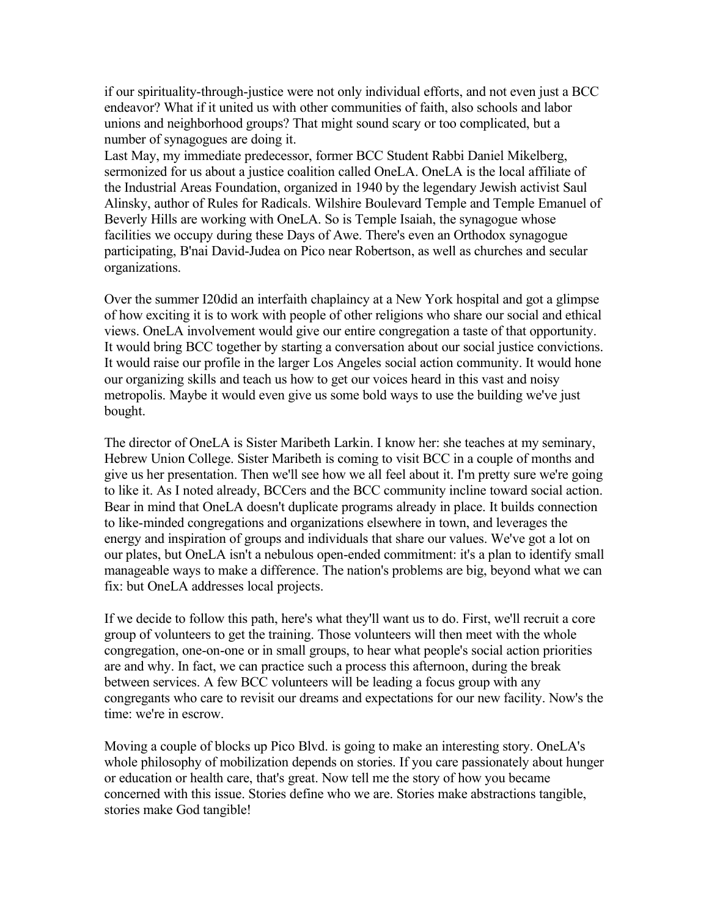if our spirituality-through-justice were not only individual efforts, and not even just a BCC endeavor? What if it united us with other communities of faith, also schools and labor unions and neighborhood groups? That might sound scary or too complicated, but a number of synagogues are doing it.

Last May, my immediate predecessor, former BCC Student Rabbi Daniel Mikelberg, sermonized for us about a justice coalition called OneLA. OneLA is the local affiliate of the Industrial Areas Foundation, organized in 1940 by the legendary Jewish activist Saul Alinsky, author of Rules for Radicals. Wilshire Boulevard Temple and Temple Emanuel of Beverly Hills are working with OneLA. So is Temple Isaiah, the synagogue whose facilities we occupy during these Days of Awe. There's even an Orthodox synagogue participating, B'nai David-Judea on Pico near Robertson, as well as churches and secular organizations.

Over the summer I20did an interfaith chaplaincy at a New York hospital and got a glimpse of how exciting it is to work with people of other religions who share our social and ethical views. OneLA involvement would give our entire congregation a taste of that opportunity. It would bring BCC together by starting a conversation about our social justice convictions. It would raise our profile in the larger Los Angeles social action community. It would hone our organizing skills and teach us how to get our voices heard in this vast and noisy metropolis. Maybe it would even give us some bold ways to use the building we've just bought.

The director of OneLA is Sister Maribeth Larkin. I know her: she teaches at my seminary, Hebrew Union College. Sister Maribeth is coming to visit BCC in a couple of months and give us her presentation. Then we'll see how we all feel about it. I'm pretty sure we're going to like it. As I noted already, BCCers and the BCC community incline toward social action. Bear in mind that OneLA doesn't duplicate programs already in place. It builds connection to like-minded congregations and organizations elsewhere in town, and leverages the energy and inspiration of groups and individuals that share our values. We've got a lot on our plates, but OneLA isn't a nebulous open-ended commitment: it's a plan to identify small manageable ways to make a difference. The nation's problems are big, beyond what we can fix: but OneLA addresses local projects.

If we decide to follow this path, here's what they'll want us to do. First, we'll recruit a core group of volunteers to get the training. Those volunteers will then meet with the whole congregation, one-on-one or in small groups, to hear what people's social action priorities are and why. In fact, we can practice such a process this afternoon, during the break between services. A few BCC volunteers will be leading a focus group with any congregants who care to revisit our dreams and expectations for our new facility. Now's the time: we're in escrow.

Moving a couple of blocks up Pico Blvd. is going to make an interesting story. OneLA's whole philosophy of mobilization depends on stories. If you care passionately about hunger or education or health care, that's great. Now tell me the story of how you became concerned with this issue. Stories define who we are. Stories make abstractions tangible, stories make God tangible!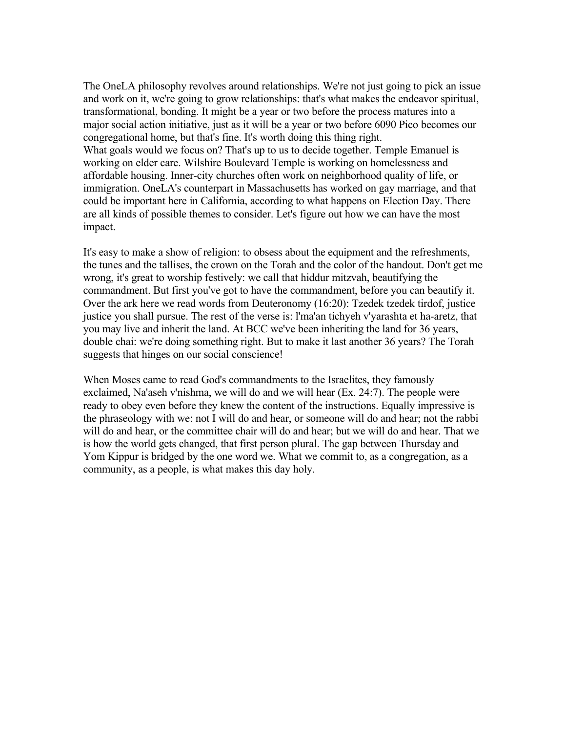The OneLA philosophy revolves around relationships. We're not just going to pick an issue and work on it, we're going to grow relationships: that's what makes the endeavor spiritual, transformational, bonding. It might be a year or two before the process matures into a major social action initiative, just as it will be a year or two before 6090 Pico becomes our congregational home, but that's fine. It's worth doing this thing right.
What goals would we focus on? That's up to us to decide together. Temple Emanuel is working on elder care. Wilshire Boulevard Temple is working on homelessness and affordable housing. Inner-city churches often work on neighborhood quality of life, or immigration. OneLA's counterpart in Massachusetts has worked on gay marriage, and that could be important here in California, according to what happens on Election Day. There are all kinds of possible themes to consider. Let's figure out how we can have the most impact.

It's easy to make a show of religion: to obsess about the equipment and the refreshments, the tunes and the tallises, the crown on the Torah and the color of the handout. Don't get me wrong, it's great to worship festively: we call that hiddur mitzvah, beautifying the commandment. But first you've got to have the commandment, before you can beautify it. Over the ark here we read words from Deuteronomy (16:20): Tzedek tzedek tirdof, justice justice you shall pursue. The rest of the verse is: l'ma'an tichyeh v'yarashta et ha-aretz, that you may live and inherit the land. At BCC we've been inheriting the land for 36 years, double chai: we're doing something right. But to make it last another 36 years? The Torah suggests that hinges on our social conscience!

When Moses came to read God's commandments to the Israelites, they famously exclaimed, Na'aseh v'nishma, we will do and we will hear (Ex. 24:7). The people were ready to obey even before they knew the content of the instructions. Equally impressive is the phraseology with we: not I will do and hear, or someone will do and hear; not the rabbi will do and hear, or the committee chair will do and hear; but we will do and hear. That we is how the world gets changed, that first person plural. The gap between Thursday and Yom Kippur is bridged by the one word we. What we commit to, as a congregation, as a community, as a people, is what makes this day holy.